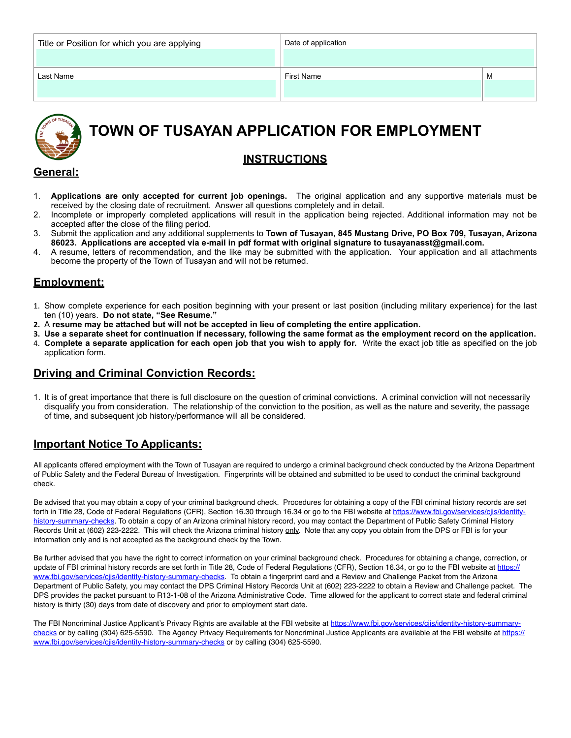| Title or Position for which you are applying | Date of application | |
| --- | --- | --- |
| | | |
| Last Name | First Name | M |
| | | |

# TOWN OF TUSAYAN APPLICATION FOR EMPLOYMENT

## INSTRUCTIONS

## General:

1. **Applications are only accepted for current job openings.** The original application and any supportive materials must be received by the closing date of recruitment. Answer all questions completely and in detail.
2. Incomplete or improperly completed applications will result in the application being rejected. Additional information may not be accepted after the close of the filing period.
3. Submit the application and any additional supplements to **Town of Tusayan, 845 Mustang Drive, PO Box 709, Tusayan, Arizona 86023. Applications are accepted via e-mail in pdf format with original signature to tusayanasst@gmail.com.**
4. A resume, letters of recommendation, and the like may be submitted with the application. Your application and all attachments become the property of the Town of Tusayan and will not be returned.

## Employment:

1. Show complete experience for each position beginning with your present or last position (including military experience) for the last ten (10) years. **Do not state, "See Resume."**
2. A **resume may be attached but will not be accepted in lieu of completing the entire application.**
3. **Use a separate sheet for continuation if necessary, following the same format as the employment record on the application.**
4. **Complete a separate application for each open job that you wish to apply for.** Write the exact job title as specified on the job application form.

## Driving and Criminal Conviction Records:

1. It is of great importance that there is full disclosure on the question of criminal convictions. A criminal conviction will not necessarily disqualify you from consideration. The relationship of the conviction to the position, as well as the nature and severity, the passage of time, and subsequent job history/performance will all be considered.

## Important Notice To Applicants:

All applicants offered employment with the Town of Tusayan are required to undergo a criminal background check conducted by the Arizona Department of Public Safety and the Federal Bureau of Investigation. Fingerprints will be obtained and submitted to be used to conduct the criminal background check.

Be advised that you may obtain a copy of your criminal background check. Procedures for obtaining a copy of the FBI criminal history records are set forth in Title 28, Code of Federal Regulations (CFR), Section 16.30 through 16.34 or go to the FBI website at https://www.fbi.gov/services/cjis/identity-history-summary-checks. To obtain a copy of an Arizona criminal history record, you may contact the Department of Public Safety Criminal History Records Unit at (602) 223-2222. This will check the Arizona criminal history only. Note that any copy you obtain from the DPS or FBI is for your information only and is not accepted as the background check by the Town.

Be further advised that you have the right to correct information on your criminal background check. Procedures for obtaining a change, correction, or update of FBI criminal history records are set forth in Title 28, Code of Federal Regulations (CFR), Section 16.34, or go to the FBI website at https://www.fbi.gov/services/cjis/identity-history-summary-checks. To obtain a fingerprint card and a Review and Challenge Packet from the Arizona Department of Public Safety, you may contact the DPS Criminal History Records Unit at (602) 223-2222 to obtain a Review and Challenge packet. The DPS provides the packet pursuant to R13-1-08 of the Arizona Administrative Code. Time allowed for the applicant to correct state and federal criminal history is thirty (30) days from date of discovery and prior to employment start date.

The FBI Noncriminal Justice Applicant's Privacy Rights are available at the FBI website at https://www.fbi.gov/services/cjis/identity-history-summary-checks or by calling (304) 625-5590. The Agency Privacy Requirements for Noncriminal Justice Applicants are available at the FBI website at https://www.fbi.gov/services/cjis/identity-history-summary-checks or by calling (304) 625-5590.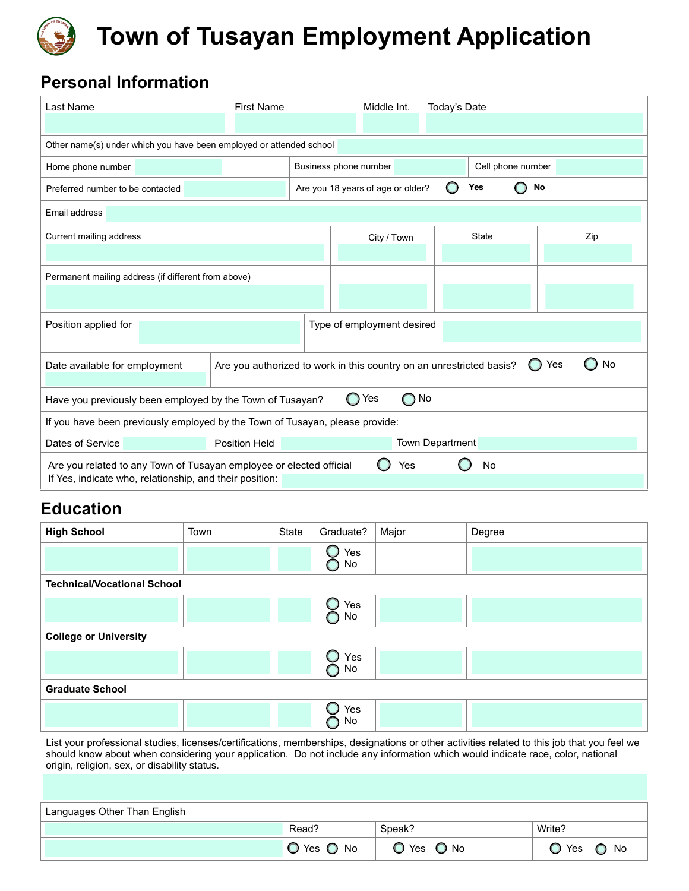# Town of Tusayan Employment Application

## Personal Information

| Last Name | First Name | Middle Int. | Today's Date |
|---|---|---|---|
| | | | |

Other name(s) under which you have been employed or attended school

| Home phone number | Business phone number | Cell phone number |
|---|---|---|
| | | |

Preferred number to be contacted | Are you 18 years of age or older? ○ Yes ○ No

Email address

| Current mailing address | City / Town | State | Zip |
|---|---|---|---|
| | | | |
| Permanent mailing address (if different from above) | | | |

Position applied for | Type of employment desired

Date available for employment | Are you authorized to work in this country on an unrestricted basis? ○ Yes ○ No

Have you previously been employed by the Town of Tusayan? ○ Yes ○ No

If you have been previously employed by the Town of Tusayan, please provide:

Dates of Service | Position Held | Town Department

Are you related to any Town of Tusayan employee or elected official ○ Yes ○ No

If Yes, indicate who, relationship, and their position:

## Education

| High School | Town | State | Graduate? | Major | Degree |
|---|---|---|---|---|---|
| | | | ○ Yes ○ No | | |
| **Technical/Vocational School** | | | | | |
| | | | ○ Yes ○ No | | |
| **College or University** | | | | | |
| | | | ○ Yes ○ No | | |
| **Graduate School** | | | | | |
| | | | ○ Yes ○ No | | |

List your professional studies, licenses/certifications, memberships, designations or other activities related to this job that you feel we should know about when considering your application. Do not include any information which would indicate race, color, national origin, religion, sex, or disability status.

| Languages Other Than English | Read? | Speak? | Write? |
|---|---|---|---|
| | ○ Yes ○ No | ○ Yes ○ No | ○ Yes ○ No |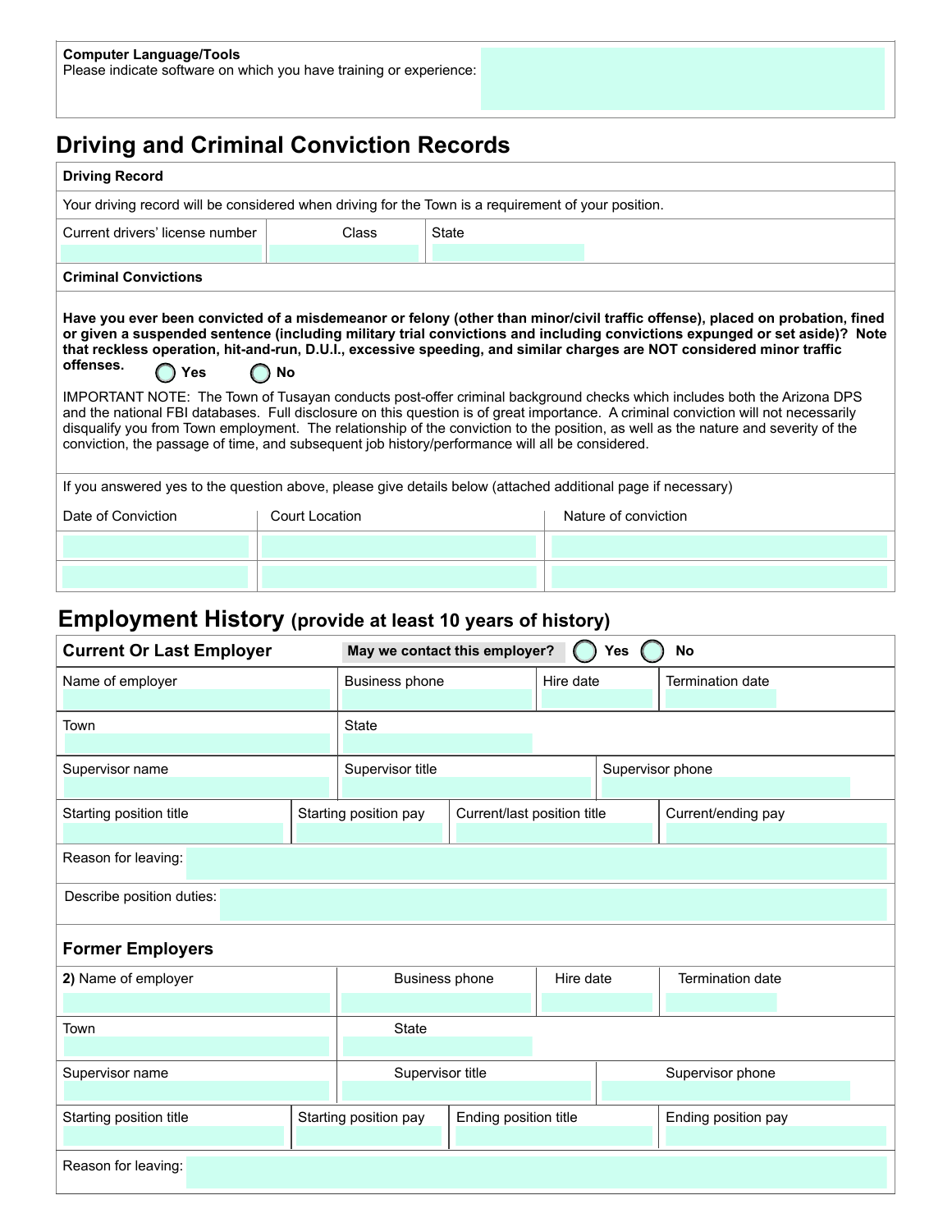**Computer Language/Tools**
Please indicate software on which you have training or experience:

## Driving and Criminal Conviction Records

**Driving Record**

Your driving record will be considered when driving for the Town is a requirement of your position.

| Current drivers' license number | Class | State |
| --- | --- | --- |
| | | |

**Criminal Convictions**

**Have you ever been convicted of a misdemeanor or felony (other than minor/civil traffic offense), placed on probation, fined or given a suspended sentence (including military trial convictions and including convictions expunged or set aside)? Note that reckless operation, hit-and-run, D.U.I., excessive speeding, and similar charges are NOT considered minor traffic offenses.** ◯ **Yes** ◯ **No**

IMPORTANT NOTE: The Town of Tusayan conducts post-offer criminal background checks which includes both the Arizona DPS and the national FBI databases. Full disclosure on this question is of great importance. A criminal conviction will not necessarily disqualify you from Town employment. The relationship of the conviction to the position, as well as the nature and severity of the conviction, the passage of time, and subsequent job history/performance will all be considered.

If you answered yes to the question above, please give details below (attached additional page if necessary)

| Date of Conviction | Court Location | Nature of conviction |
| --- | --- | --- |
| | | |
| | | |

## Employment History (provide at least 10 years of history)

### Current Or Last Employer

**May we contact this employer?** ◯ **Yes** ◯ **No**

| Name of employer | Business phone | Hire date | Termination date |
| --- | --- | --- | --- |
| | | | |

| Town | State |
| --- | --- |
| | |

| Supervisor name | Supervisor title | Supervisor phone |
| --- | --- | --- |
| | | |

| Starting position title | Starting position pay | Current/last position title | Current/ending pay |
| --- | --- | --- | --- |
| | | | |

Reason for leaving:

Describe position duties:

### Former Employers

| **2)** Name of employer | Business phone | Hire date | Termination date |
| --- | --- | --- | --- |
| | | | |

| Town | State |
| --- | --- |
| | |

| Supervisor name | Supervisor title | Supervisor phone |
| --- | --- | --- |
| | | |

| Starting position title | Starting position pay | Ending position title | Ending position pay |
| --- | --- | --- | --- |
| | | | |

Reason for leaving: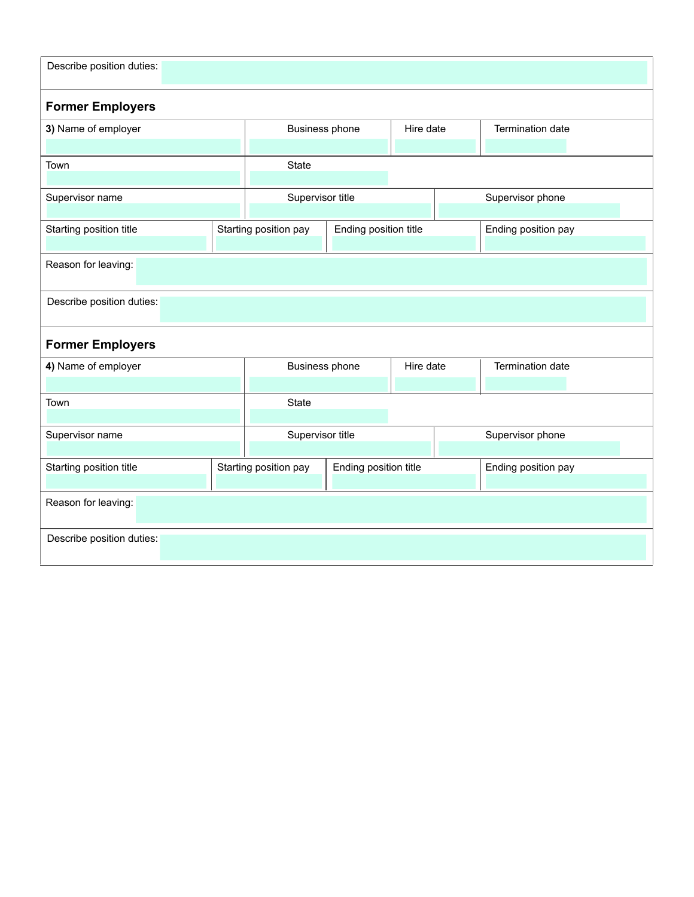Describe position duties:

## Former Employers

| **3)** Name of employer | Business phone | Hire date | Termination date |
|---|---|---|---|
| | | | |

| Town | State |
|---|---|
| | |

| Supervisor name | Supervisor title | Supervisor phone |
|---|---|---|
| | | |

| Starting position title | Starting position pay | Ending position title | Ending position pay |
|---|---|---|---|
| | | | |

Reason for leaving:

Describe position duties:

## Former Employers

| **4)** Name of employer | Business phone | Hire date | Termination date |
|---|---|---|---|
| | | | |

| Town | State |
|---|---|
| | |

| Supervisor name | Supervisor title | Supervisor phone |
|---|---|---|
| | | |

| Starting position title | Starting position pay | Ending position title | Ending position pay |
|---|---|---|---|
| | | | |

Reason for leaving:

Describe position duties: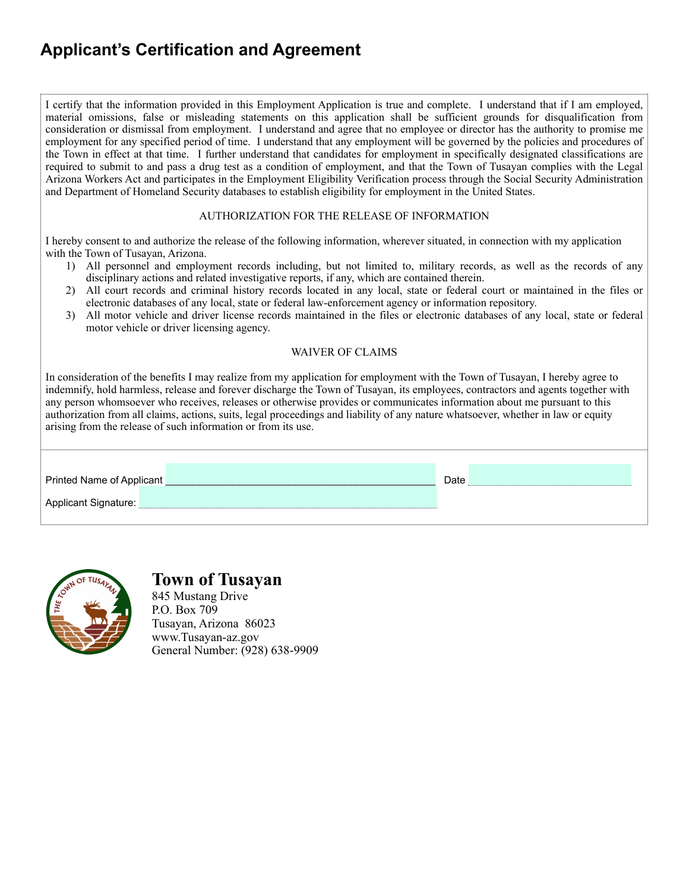# Applicant's Certification and Agreement

I certify that the information provided in this Employment Application is true and complete. I understand that if I am employed, material omissions, false or misleading statements on this application shall be sufficient grounds for disqualification from consideration or dismissal from employment. I understand and agree that no employee or director has the authority to promise me employment for any specified period of time. I understand that any employment will be governed by the policies and procedures of the Town in effect at that time. I further understand that candidates for employment in specifically designated classifications are required to submit to and pass a drug test as a condition of employment, and that the Town of Tusayan complies with the Legal Arizona Workers Act and participates in the Employment Eligibility Verification process through the Social Security Administration and Department of Homeland Security databases to establish eligibility for employment in the United States.

AUTHORIZATION FOR THE RELEASE OF INFORMATION

I hereby consent to and authorize the release of the following information, wherever situated, in connection with my application with the Town of Tusayan, Arizona.

1) All personnel and employment records including, but not limited to, military records, as well as the records of any disciplinary actions and related investigative reports, if any, which are contained therein.
2) All court records and criminal history records located in any local, state or federal court or maintained in the files or electronic databases of any local, state or federal law-enforcement agency or information repository.
3) All motor vehicle and driver license records maintained in the files or electronic databases of any local, state or federal motor vehicle or driver licensing agency.

WAIVER OF CLAIMS

In consideration of the benefits I may realize from my application for employment with the Town of Tusayan, I hereby agree to indemnify, hold harmless, release and forever discharge the Town of Tusayan, its employees, contractors and agents together with any person whomsoever who receives, releases or otherwise provides or communicates information about me pursuant to this authorization from all claims, actions, suits, legal proceedings and liability of any nature whatsoever, whether in law or equity arising from the release of such information or from its use.

Printed Name of Applicant ______________________________ Date ____________________

Applicant Signature: ______________________________

**Town of Tusayan**
845 Mustang Drive
P.O. Box 709
Tusayan, Arizona 86023
www.Tusayan-az.gov
General Number: (928) 638-9909